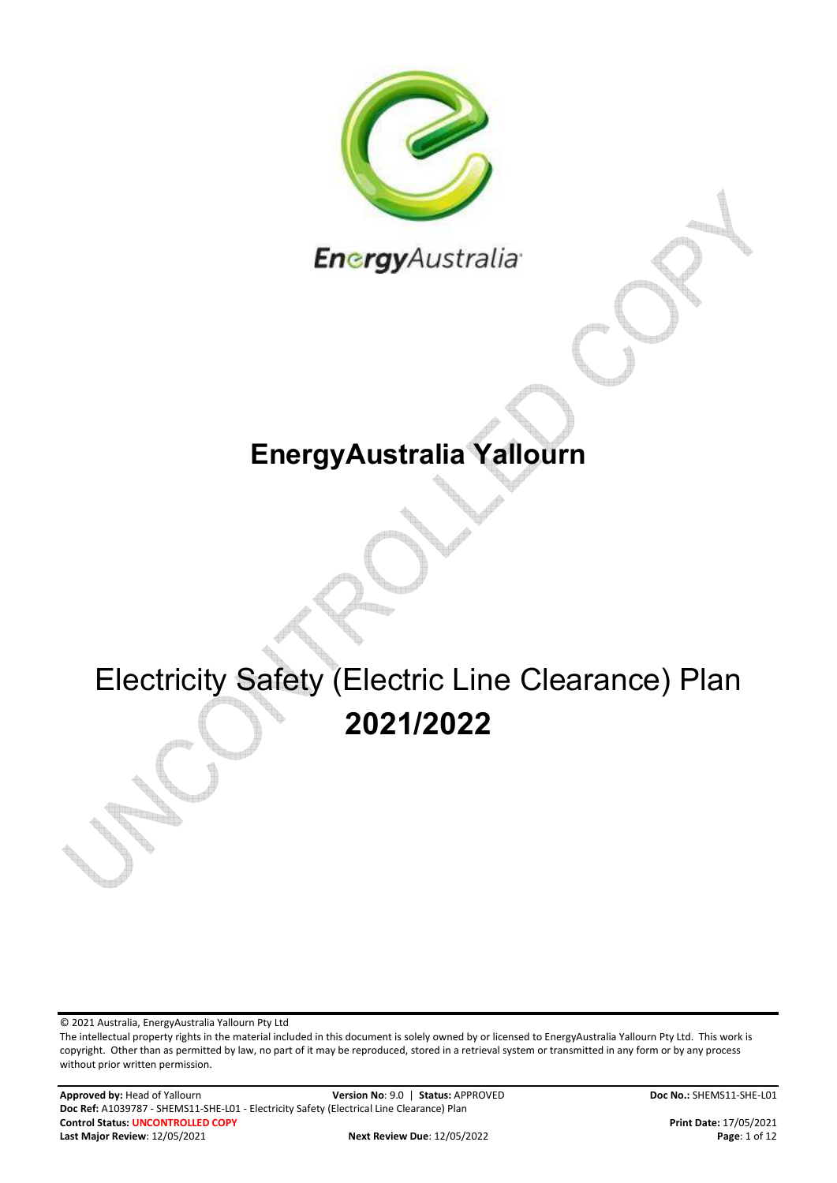# EnergyAustralia Yallourn

# Electricity Safety (Electric Line Clearance) Plan

# 2021/2022

© 2021 Australia, EnergyAustralia Yallourn Pty Ltd

The intellectual property rights in the material included in this document is solely owned by or licensed to EnergyAustralia Yallourn Pty Ltd. This work is copyright. Other than as permitted by law, no part of it may be reproduced, stored in a retrieval system or transmitted in any form or by any process without prior written permission.

**Approved by:** Head of Yallourn **Version No**: 9.0 | **Status:** APPROVED **Doc No.:** SHEMS11-SHE-L01
**Doc Ref:** A1039787 - SHEMS11-SHE-L01 - Electricity Safety (Electrical Line Clearance) Plan
**Control Status:** UNCONTROLLED COPY **Print Date:** 17/05/2021
**Last Major Review**: 12/05/2021 **Next Review Due**: 12/05/2022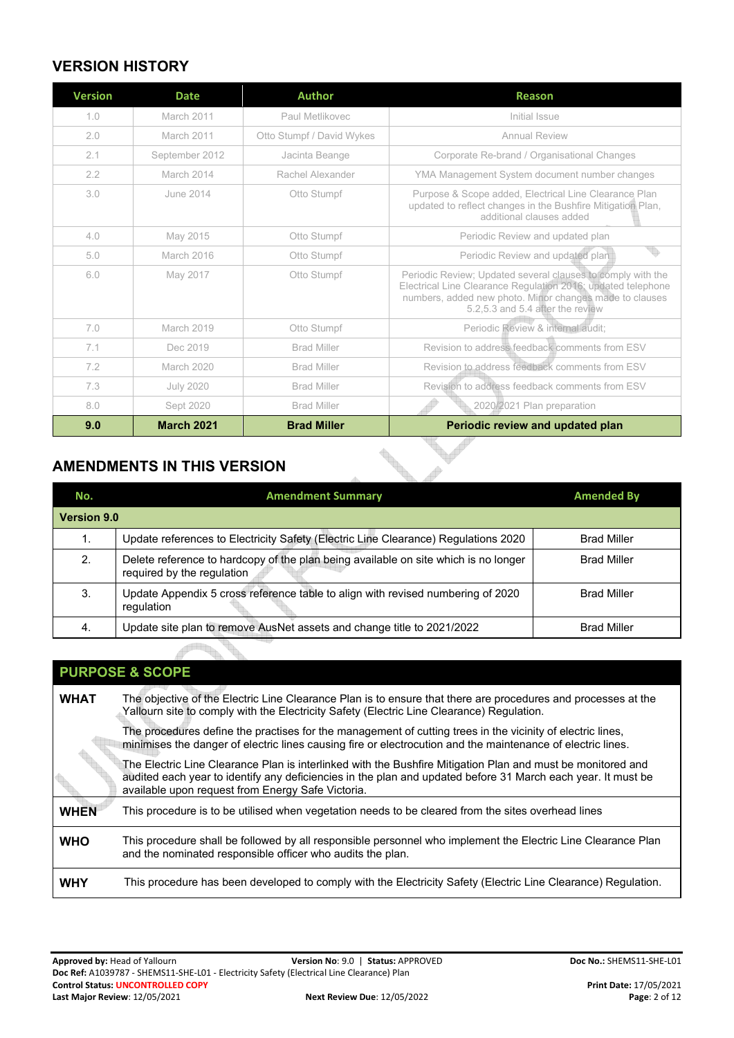## VERSION HISTORY

| Version | Date | Author | Reason |
|---|---|---|---|
| 1.0 | March 2011 | Paul Metlikovec | Initial Issue |
| 2.0 | March 2011 | Otto Stumpf / David Wykes | Annual Review |
| 2.1 | September 2012 | Jacinta Beange | Corporate Re-brand / Organisational Changes |
| 2.2 | March 2014 | Rachel Alexander | YMA Management System document number changes |
| 3.0 | June 2014 | Otto Stumpf | Purpose & Scope added, Electrical Line Clearance Plan updated to reflect changes in the Bushfire Mitigation Plan, additional clauses added |
| 4.0 | May 2015 | Otto Stumpf | Periodic Review and updated plan |
| 5.0 | March 2016 | Otto Stumpf | Periodic Review and updated plan |
| 6.0 | May 2017 | Otto Stumpf | Periodic Review; Updated several clauses to comply with the Electrical Line Clearance Regulation 2016; updated telephone numbers, added new photo. Minor changes made to clauses 5.2,5.3 and 5.4 after the review |
| 7.0 | March 2019 | Otto Stumpf | Periodic Review & internal audit; |
| 7.1 | Dec 2019 | Brad Miller | Revision to address feedback comments from ESV |
| 7.2 | March 2020 | Brad Miller | Revision to address feedback comments from ESV |
| 7.3 | July 2020 | Brad Miller | Revision to address feedback comments from ESV |
| 8.0 | Sept 2020 | Brad Miller | 2020/2021 Plan preparation |
| **9.0** | **March 2021** | **Brad Miller** | **Periodic review and updated plan** |

## AMENDMENTS IN THIS VERSION

| No. | Amendment Summary | Amended By |
|---|---|---|
| **Version 9.0** | | |
| 1. | Update references to Electricity Safety (Electric Line Clearance) Regulations 2020 | Brad Miller |
| 2. | Delete reference to hardcopy of the plan being available on site which is no longer required by the regulation | Brad Miller |
| 3. | Update Appendix 5 cross reference table to align with revised numbering of 2020 regulation | Brad Miller |
| 4. | Update site plan to remove AusNet assets and change title to 2021/2022 | Brad Miller |

## PURPOSE & SCOPE

| | |
|---|---|
| **WHAT** | The objective of the Electric Line Clearance Plan is to ensure that there are procedures and processes at the Yallourn site to comply with the Electricity Safety (Electric Line Clearance) Regulation.<br><br>The procedures define the practises for the management of cutting trees in the vicinity of electric lines, minimises the danger of electric lines causing fire or electrocution and the maintenance of electric lines.<br><br>The Electric Line Clearance Plan is interlinked with the Bushfire Mitigation Plan and must be monitored and audited each year to identify any deficiencies in the plan and updated before 31 March each year. It must be available upon request from Energy Safe Victoria. |
| **WHEN** | This procedure is to be utilised when vegetation needs to be cleared from the sites overhead lines |
| **WHO** | This procedure shall be followed by all responsible personnel who implement the Electric Line Clearance Plan and the nominated responsible officer who audits the plan. |
| **WHY** | This procedure has been developed to comply with the Electricity Safety (Electric Line Clearance) Regulation. |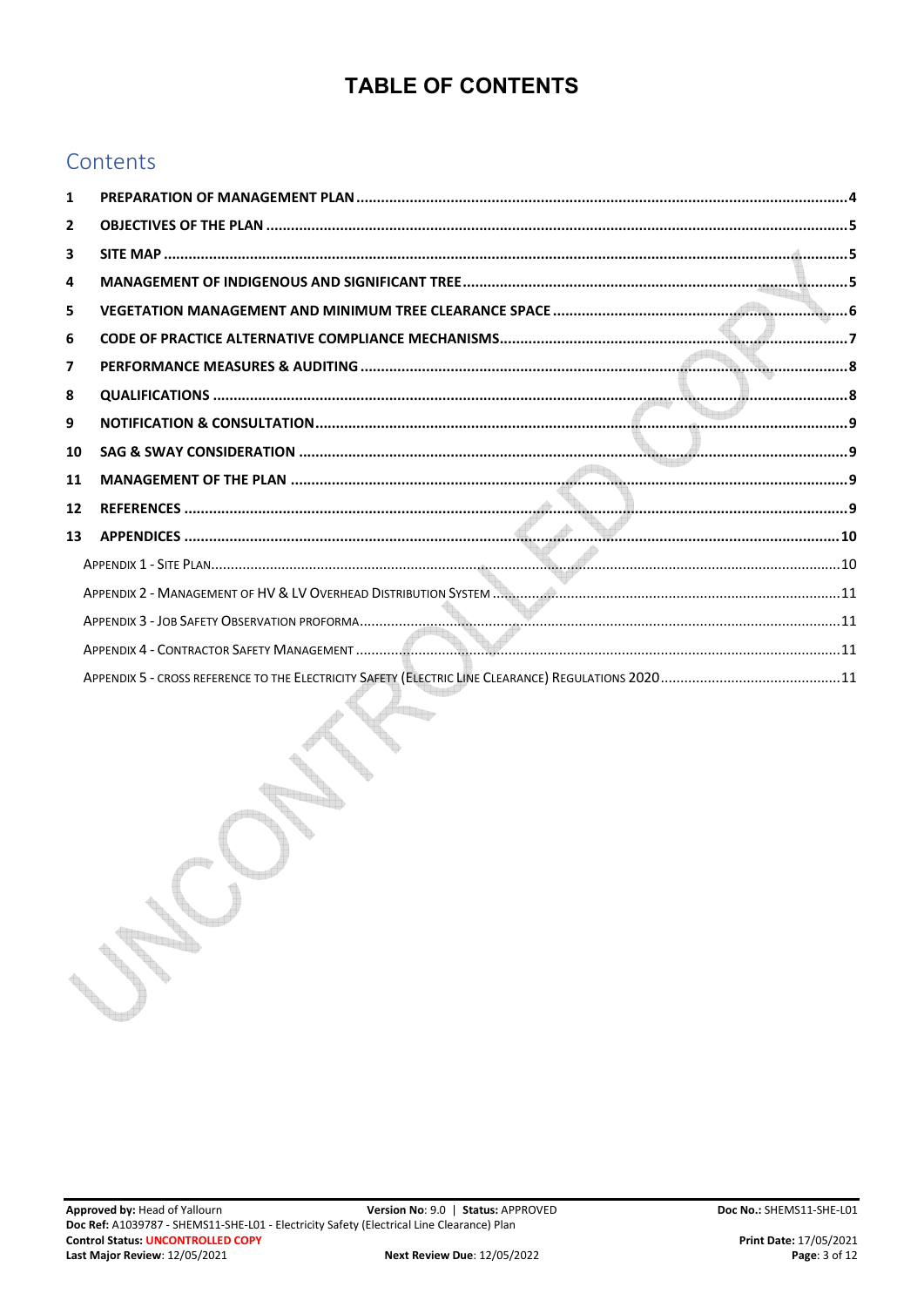# TABLE OF CONTENTS

## Contents

1 PREPARATION OF MANAGEMENT PLAN ....... 4
2 OBJECTIVES OF THE PLAN ....... 5
3 SITE MAP ....... 5
4 MANAGEMENT OF INDIGENOUS AND SIGNIFICANT TREE ....... 5
5 VEGETATION MANAGEMENT AND MINIMUM TREE CLEARANCE SPACE ....... 6
6 CODE OF PRACTICE ALTERNATIVE COMPLIANCE MECHANISMS ....... 7
7 PERFORMANCE MEASURES & AUDITING ....... 8
8 QUALIFICATIONS ....... 8
9 NOTIFICATION & CONSULTATION ....... 9
10 SAG & SWAY CONSIDERATION ....... 9
11 MANAGEMENT OF THE PLAN ....... 9
12 REFERENCES ....... 9
13 APPENDICES ....... 10
- APPENDIX 1 - SITE PLAN ....... 10
- APPENDIX 2 - MANAGEMENT OF HV & LV OVERHEAD DISTRIBUTION SYSTEM ....... 11
- APPENDIX 3 - JOB SAFETY OBSERVATION PROFORMA ....... 11
- APPENDIX 4 - CONTRACTOR SAFETY MANAGEMENT ....... 11
- APPENDIX 5 - CROSS REFERENCE TO THE ELECTRICITY SAFETY (ELECTRIC LINE CLEARANCE) REGULATIONS 2020 ....... 11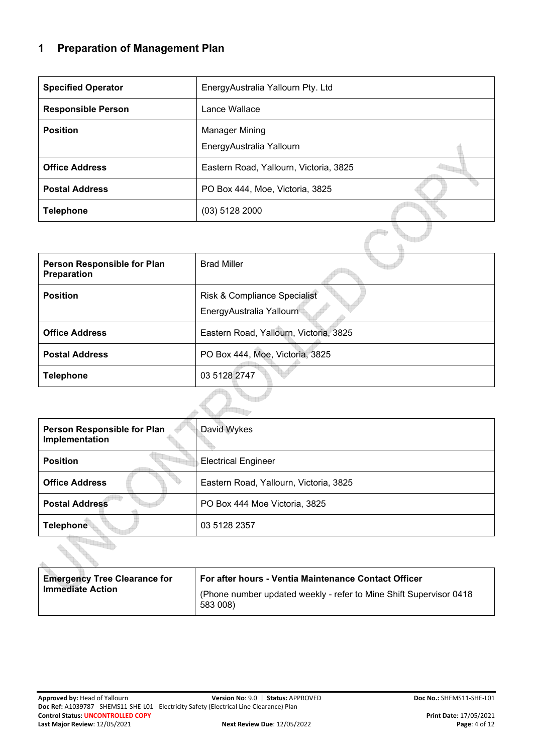## 1 Preparation of Management Plan

| | |
|---|---|
| **Specified Operator** | EnergyAustralia Yallourn Pty. Ltd |
| **Responsible Person** | Lance Wallace |
| **Position** | Manager Mining<br>EnergyAustralia Yallourn |
| **Office Address** | Eastern Road, Yallourn, Victoria, 3825 |
| **Postal Address** | PO Box 444, Moe, Victoria, 3825 |
| **Telephone** | (03) 5128 2000 |

| | |
|---|---|
| **Person Responsible for Plan Preparation** | Brad Miller |
| **Position** | Risk & Compliance Specialist<br>EnergyAustralia Yallourn |
| **Office Address** | Eastern Road, Yallourn, Victoria, 3825 |
| **Postal Address** | PO Box 444, Moe, Victoria, 3825 |
| **Telephone** | 03 5128 2747 |

| | |
|---|---|
| **Person Responsible for Plan Implementation** | David Wykes |
| **Position** | Electrical Engineer |
| **Office Address** | Eastern Road, Yallourn, Victoria, 3825 |
| **Postal Address** | PO Box 444 Moe Victoria, 3825 |
| **Telephone** | 03 5128 2357 |

| | |
|---|---|
| **Emergency Tree Clearance for Immediate Action** | **For after hours - Ventia Maintenance Contact Officer**<br>(Phone number updated weekly - refer to Mine Shift Supervisor 0418 583 008) |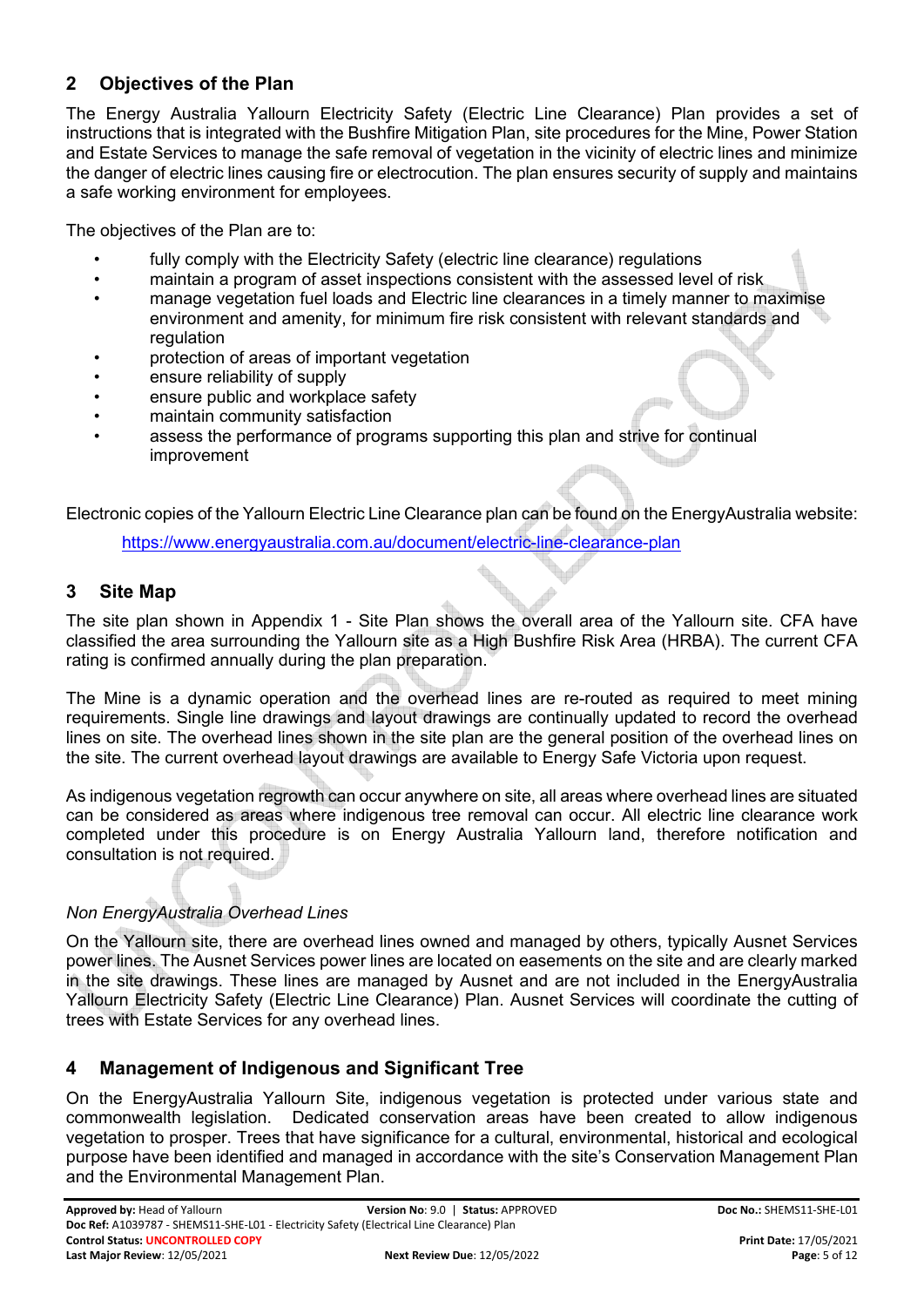## 2 Objectives of the Plan

The Energy Australia Yallourn Electricity Safety (Electric Line Clearance) Plan provides a set of instructions that is integrated with the Bushfire Mitigation Plan, site procedures for the Mine, Power Station and Estate Services to manage the safe removal of vegetation in the vicinity of electric lines and minimize the danger of electric lines causing fire or electrocution. The plan ensures security of supply and maintains a safe working environment for employees.

The objectives of the Plan are to:

- fully comply with the Electricity Safety (electric line clearance) regulations
- maintain a program of asset inspections consistent with the assessed level of risk
- manage vegetation fuel loads and Electric line clearances in a timely manner to maximise environment and amenity, for minimum fire risk consistent with relevant standards and regulation
- protection of areas of important vegetation
- ensure reliability of supply
- ensure public and workplace safety
- maintain community satisfaction
- assess the performance of programs supporting this plan and strive for continual improvement

Electronic copies of the Yallourn Electric Line Clearance plan can be found on the EnergyAustralia website:

[https://www.energyaustralia.com.au/document/electric-line-clearance-plan](https://www.energyaustralia.com.au/document/electric-line-clearance-plan)

## 3 Site Map

The site plan shown in Appendix 1 - Site Plan shows the overall area of the Yallourn site. CFA have classified the area surrounding the Yallourn site as a High Bushfire Risk Area (HRBA). The current CFA rating is confirmed annually during the plan preparation.

The Mine is a dynamic operation and the overhead lines are re-routed as required to meet mining requirements. Single line drawings and layout drawings are continually updated to record the overhead lines on site. The overhead lines shown in the site plan are the general position of the overhead lines on the site. The current overhead layout drawings are available to Energy Safe Victoria upon request.

As indigenous vegetation regrowth can occur anywhere on site, all areas where overhead lines are situated can be considered as areas where indigenous tree removal can occur. All electric line clearance work completed under this procedure is on Energy Australia Yallourn land, therefore notification and consultation is not required.

*Non EnergyAustralia Overhead Lines*

On the Yallourn site, there are overhead lines owned and managed by others, typically Ausnet Services power lines. The Ausnet Services power lines are located on easements on the site and are clearly marked in the site drawings. These lines are managed by Ausnet and are not included in the EnergyAustralia Yallourn Electricity Safety (Electric Line Clearance) Plan. Ausnet Services will coordinate the cutting of trees with Estate Services for any overhead lines.

## 4 Management of Indigenous and Significant Tree

On the EnergyAustralia Yallourn Site, indigenous vegetation is protected under various state and commonwealth legislation. Dedicated conservation areas have been created to allow indigenous vegetation to prosper. Trees that have significance for a cultural, environmental, historical and ecological purpose have been identified and managed in accordance with the site's Conservation Management Plan and the Environmental Management Plan.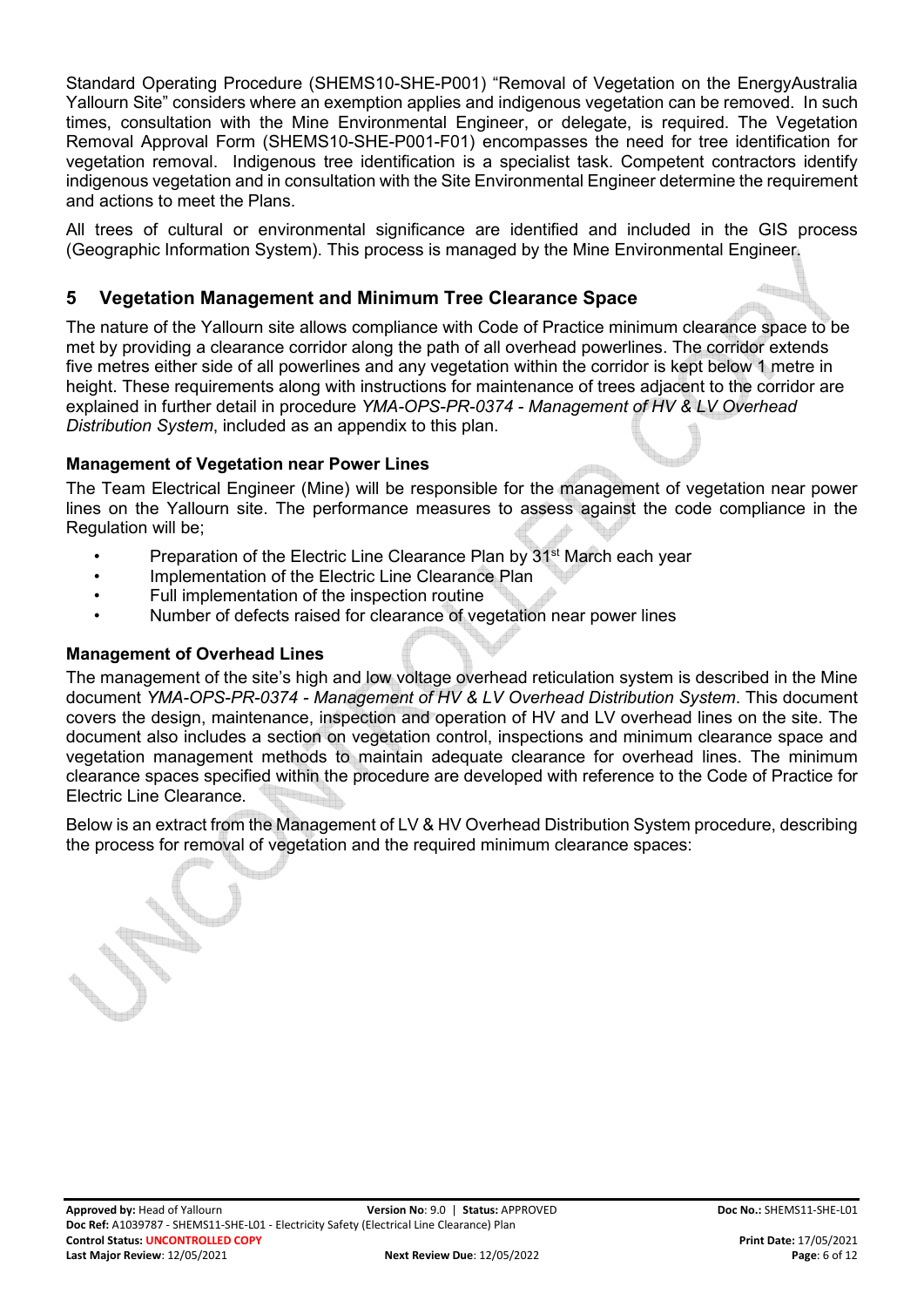Standard Operating Procedure (SHEMS10-SHE-P001) "Removal of Vegetation on the EnergyAustralia Yallourn Site" considers where an exemption applies and indigenous vegetation can be removed. In such times, consultation with the Mine Environmental Engineer, or delegate, is required. The Vegetation Removal Approval Form (SHEMS10-SHE-P001-F01) encompasses the need for tree identification for vegetation removal. Indigenous tree identification is a specialist task. Competent contractors identify indigenous vegetation and in consultation with the Site Environmental Engineer determine the requirement and actions to meet the Plans.

All trees of cultural or environmental significance are identified and included in the GIS process (Geographic Information System). This process is managed by the Mine Environmental Engineer.

## 5 Vegetation Management and Minimum Tree Clearance Space

The nature of the Yallourn site allows compliance with Code of Practice minimum clearance space to be met by providing a clearance corridor along the path of all overhead powerlines. The corridor extends five metres either side of all powerlines and any vegetation within the corridor is kept below 1 metre in height. These requirements along with instructions for maintenance of trees adjacent to the corridor are explained in further detail in procedure *YMA-OPS-PR-0374 - Management of HV & LV Overhead Distribution System*, included as an appendix to this plan.

### Management of Vegetation near Power Lines

The Team Electrical Engineer (Mine) will be responsible for the management of vegetation near power lines on the Yallourn site. The performance measures to assess against the code compliance in the Regulation will be;

- Preparation of the Electric Line Clearance Plan by 31st March each year
- Implementation of the Electric Line Clearance Plan
- Full implementation of the inspection routine
- Number of defects raised for clearance of vegetation near power lines

### Management of Overhead Lines

The management of the site's high and low voltage overhead reticulation system is described in the Mine document *YMA-OPS-PR-0374 - Management of HV & LV Overhead Distribution System*. This document covers the design, maintenance, inspection and operation of HV and LV overhead lines on the site. The document also includes a section on vegetation control, inspections and minimum clearance space and vegetation management methods to maintain adequate clearance for overhead lines. The minimum clearance spaces specified within the procedure are developed with reference to the Code of Practice for Electric Line Clearance.

Below is an extract from the Management of LV & HV Overhead Distribution System procedure, describing the process for removal of vegetation and the required minimum clearance spaces: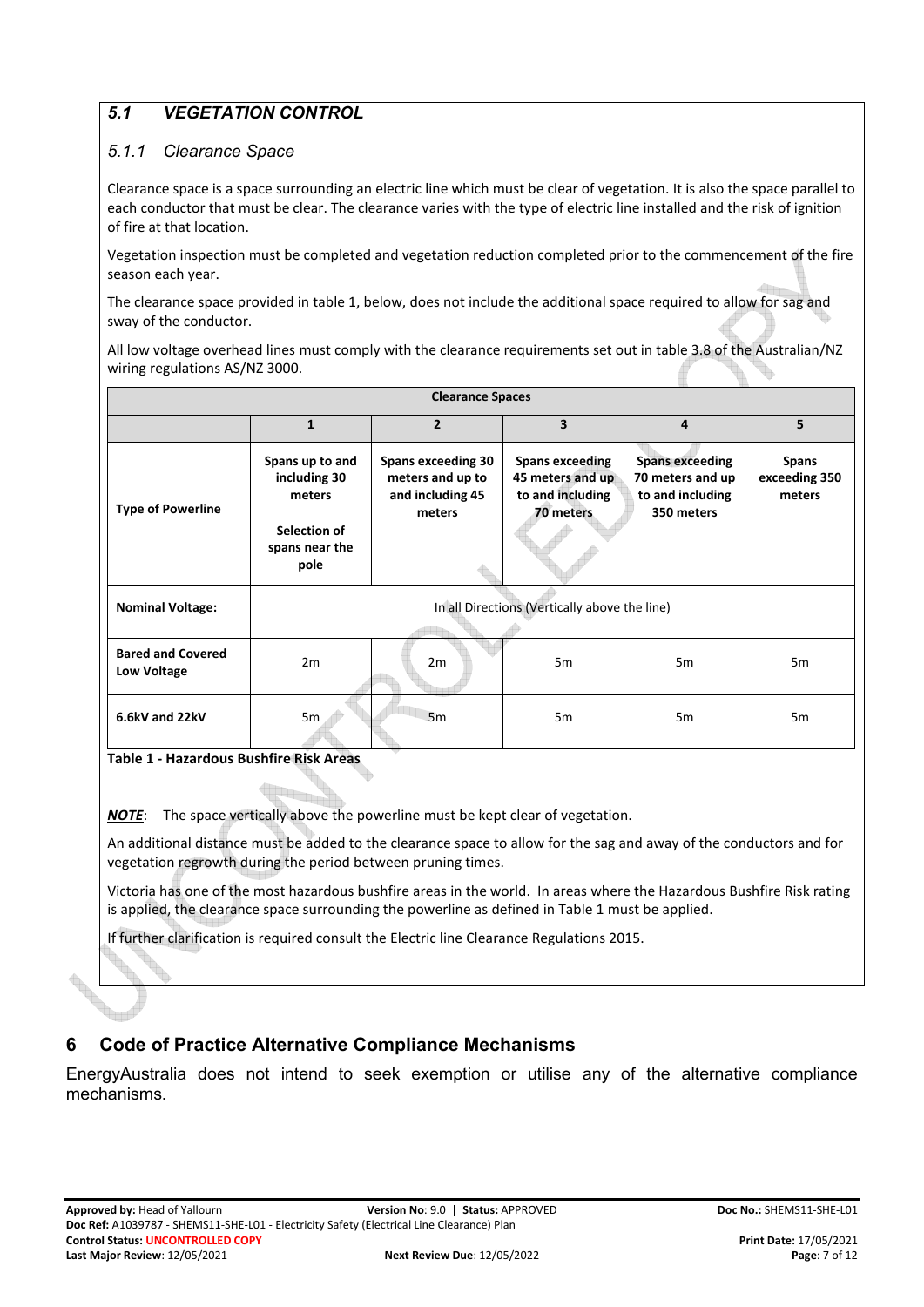### *5.1 VEGETATION CONTROL*

#### *5.1.1 Clearance Space*

Clearance space is a space surrounding an electric line which must be clear of vegetation. It is also the space parallel to each conductor that must be clear. The clearance varies with the type of electric line installed and the risk of ignition of fire at that location.

Vegetation inspection must be completed and vegetation reduction completed prior to the commencement of the fire season each year.

The clearance space provided in table 1, below, does not include the additional space required to allow for sag and sway of the conductor.

All low voltage overhead lines must comply with the clearance requirements set out in table 3.8 of the Australian/NZ wiring regulations AS/NZ 3000.

| **Clearance Spaces** | | | | | |
|---|---|---|---|---|---|
| | **1** | **2** | **3** | **4** | **5** |
| **Type of Powerline** | **Spans up to and including 30 meters**<br><br>**Selection of spans near the pole** | **Spans exceeding 30 meters and up to and including 45 meters** | **Spans exceeding 45 meters and up to and including 70 meters** | **Spans exceeding 70 meters and up to and including 350 meters** | **Spans exceeding 350 meters** |
| **Nominal Voltage:** | In all Directions (Vertically above the line) | | | | |
| **Bared and Covered Low Voltage** | 2m | 2m | 5m | 5m | 5m |
| **6.6kV and 22kV** | 5m | 5m | 5m | 5m | 5m |

**Table 1 - Hazardous Bushfire Risk Areas**

***NOTE***: The space vertically above the powerline must be kept clear of vegetation.

An additional distance must be added to the clearance space to allow for the sag and away of the conductors and for vegetation regrowth during the period between pruning times.

Victoria has one of the most hazardous bushfire areas in the world. In areas where the Hazardous Bushfire Risk rating is applied, the clearance space surrounding the powerline as defined in Table 1 must be applied.

If further clarification is required consult the Electric line Clearance Regulations 2015.

## 6 Code of Practice Alternative Compliance Mechanisms

EnergyAustralia does not intend to seek exemption or utilise any of the alternative compliance mechanisms.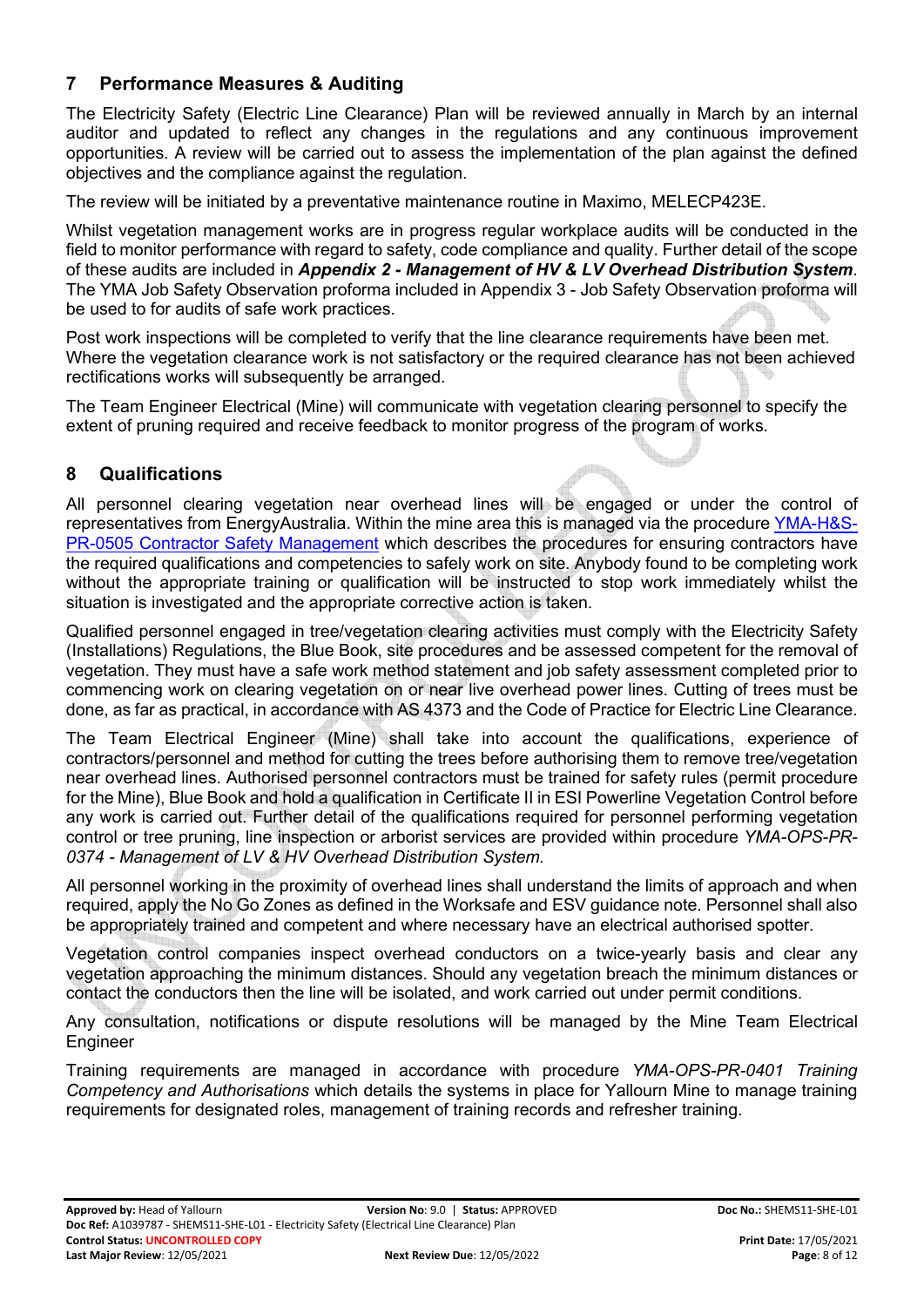## 7 Performance Measures & Auditing

The Electricity Safety (Electric Line Clearance) Plan will be reviewed annually in March by an internal auditor and updated to reflect any changes in the regulations and any continuous improvement opportunities. A review will be carried out to assess the implementation of the plan against the defined objectives and the compliance against the regulation.

The review will be initiated by a preventative maintenance routine in Maximo, MELECP423E.

Whilst vegetation management works are in progress regular workplace audits will be conducted in the field to monitor performance with regard to safety, code compliance and quality. Further detail of the scope of these audits are included in ***Appendix 2 - Management of HV & LV Overhead Distribution System***. The YMA Job Safety Observation proforma included in Appendix 3 - Job Safety Observation proforma will be used to for audits of safe work practices.

Post work inspections will be completed to verify that the line clearance requirements have been met. Where the vegetation clearance work is not satisfactory or the required clearance has not been achieved rectifications works will subsequently be arranged.

The Team Engineer Electrical (Mine) will communicate with vegetation clearing personnel to specify the extent of pruning required and receive feedback to monitor progress of the program of works.

## 8 Qualifications

All personnel clearing vegetation near overhead lines will be engaged or under the control of representatives from EnergyAustralia. Within the mine area this is managed via the procedure YMA-H&S-PR-0505 Contractor Safety Management which describes the procedures for ensuring contractors have the required qualifications and competencies to safely work on site. Anybody found to be completing work without the appropriate training or qualification will be instructed to stop work immediately whilst the situation is investigated and the appropriate corrective action is taken.

Qualified personnel engaged in tree/vegetation clearing activities must comply with the Electricity Safety (Installations) Regulations, the Blue Book, site procedures and be assessed competent for the removal of vegetation. They must have a safe work method statement and job safety assessment completed prior to commencing work on clearing vegetation on or near live overhead power lines. Cutting of trees must be done, as far as practical, in accordance with AS 4373 and the Code of Practice for Electric Line Clearance.

The Team Electrical Engineer (Mine) shall take into account the qualifications, experience of contractors/personnel and method for cutting the trees before authorising them to remove tree/vegetation near overhead lines. Authorised personnel contractors must be trained for safety rules (permit procedure for the Mine), Blue Book and hold a qualification in Certificate II in ESI Powerline Vegetation Control before any work is carried out. Further detail of the qualifications required for personnel performing vegetation control or tree pruning, line inspection or arborist services are provided within procedure *YMA-OPS-PR-0374 - Management of LV & HV Overhead Distribution System.*

All personnel working in the proximity of overhead lines shall understand the limits of approach and when required, apply the No Go Zones as defined in the Worksafe and ESV guidance note. Personnel shall also be appropriately trained and competent and where necessary have an electrical authorised spotter.

Vegetation control companies inspect overhead conductors on a twice-yearly basis and clear any vegetation approaching the minimum distances. Should any vegetation breach the minimum distances or contact the conductors then the line will be isolated, and work carried out under permit conditions.

Any consultation, notifications or dispute resolutions will be managed by the Mine Team Electrical Engineer

Training requirements are managed in accordance with procedure *YMA-OPS-PR-0401 Training Competency and Authorisations* which details the systems in place for Yallourn Mine to manage training requirements for designated roles, management of training records and refresher training.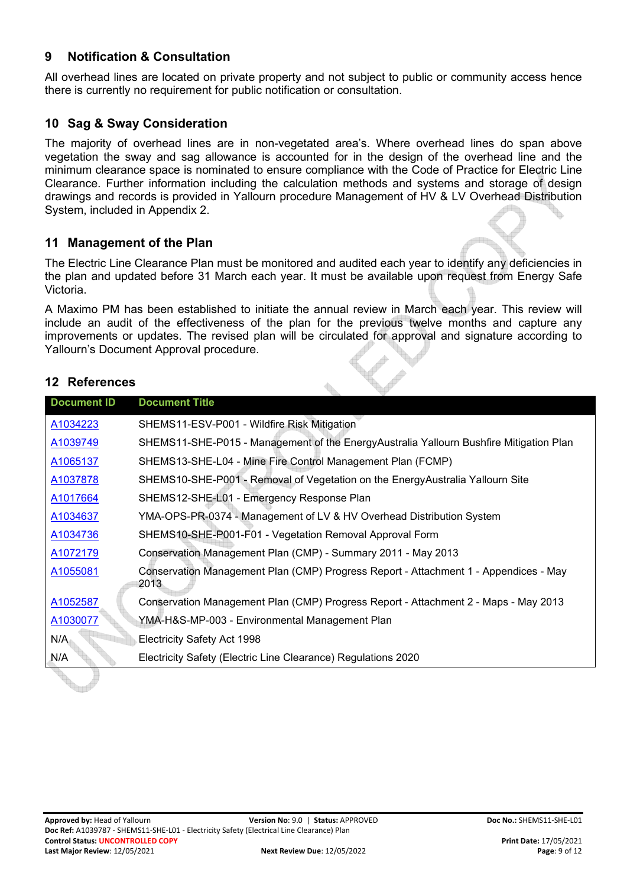## 9 Notification & Consultation

All overhead lines are located on private property and not subject to public or community access hence there is currently no requirement for public notification or consultation.

## 10 Sag & Sway Consideration

The majority of overhead lines are in non-vegetated area's. Where overhead lines do span above vegetation the sway and sag allowance is accounted for in the design of the overhead line and the minimum clearance space is nominated to ensure compliance with the Code of Practice for Electric Line Clearance. Further information including the calculation methods and systems and storage of design drawings and records is provided in Yallourn procedure Management of HV & LV Overhead Distribution System, included in Appendix 2.

## 11 Management of the Plan

The Electric Line Clearance Plan must be monitored and audited each year to identify any deficiencies in the plan and updated before 31 March each year. It must be available upon request from Energy Safe Victoria.

A Maximo PM has been established to initiate the annual review in March each year. This review will include an audit of the effectiveness of the plan for the previous twelve months and capture any improvements or updates. The revised plan will be circulated for approval and signature according to Yallourn's Document Approval procedure.

## 12 References

| Document ID | Document Title |
|---|---|
| A1034223 | SHEMS11-ESV-P001 - Wildfire Risk Mitigation |
| A1039749 | SHEMS11-SHE-P015 - Management of the EnergyAustralia Yallourn Bushfire Mitigation Plan |
| A1065137 | SHEMS13-SHE-L04 - Mine Fire Control Management Plan (FCMP) |
| A1037878 | SHEMS10-SHE-P001 - Removal of Vegetation on the EnergyAustralia Yallourn Site |
| A1017664 | SHEMS12-SHE-L01 - Emergency Response Plan |
| A1034637 | YMA-OPS-PR-0374 - Management of LV & HV Overhead Distribution System |
| A1034736 | SHEMS10-SHE-P001-F01 - Vegetation Removal Approval Form |
| A1072179 | Conservation Management Plan (CMP) - Summary 2011 - May 2013 |
| A1055081 | Conservation Management Plan (CMP) Progress Report - Attachment 1 - Appendices - May 2013 |
| A1052587 | Conservation Management Plan (CMP) Progress Report - Attachment 2 - Maps - May 2013 |
| A1030077 | YMA-H&S-MP-003 - Environmental Management Plan |
| N/A | Electricity Safety Act 1998 |
| N/A | Electricity Safety (Electric Line Clearance) Regulations 2020 |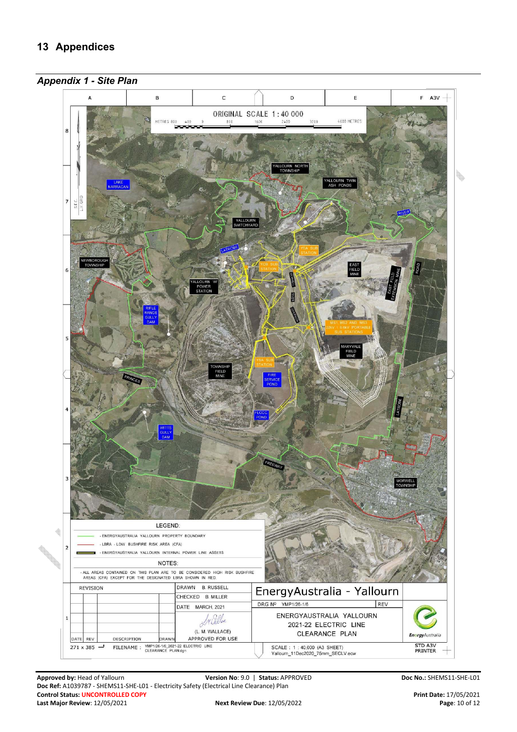# 13 Appendices

## *Appendix 1 - Site Plan*

ORIGINAL SCALE 1 : 40 000

METRES 800 400 0 800 1600 2400 3200 4000 METRES

YALLOURN NORTH TOWNSHIP

LAKE NARRACAN

YALLOURN TWIN ASH PONDS

YALLOURN SWITCHYARD

RIVER

LATROBE

YEA SUB STATION

YCB SUB STATION

NEWBOROUGH TOWNSHIP

EAST FIELD MINE

EAST FIELD EXTENSION MINE

ROAD

YALLOURN 'W' POWER STATION

RIFLE RANGE GULLY DAM

MS1, MS2 AND MS3 22kV / 6.6kV PORTABLE SUB STATIONS

MARYVALE FIELD MINE

YSA SUB STATION

TOWNSHIP FIELD MINE

FIRE SERVICE POND

PRINCES

LATROBE

FLOCC POND

WITTS GULLY DAM

FREEWAY

MORWELL TOWNSHIP

LEGEND:

- ENERGYAUSTRALIA YALLOURN PROPERTY BOUNDARY
- LBRA - LOW BUSHFIRE RISK AREA (CFA)
- ENERGYAUSTRALIA YALLOURN INTERNAL POWER LINE ASSETS

NOTES:

- ALL AREAS CONTAINED ON THIS PLAN ARE TO BE CONSIDERED HIGH RISK BUSHFIRE AREAS (CFA) EXCEPT FOR THE DESIGNATED LBRA SHOWN IN RED.

| REVISION | | | | DRAWN B. RUSSELL | EnergyAustralia - Yallourn | |
|---|---|---|---|---|---|---|
| | | | | CHECKED B. MILLER | DRG Nº YMP1/26-1/6 | REV |
| | | | | DATE MARCH, 2021 | ENERGYAUSTRALIA YALLOURN 2021-22 ELECTRIC LINE CLEARANCE PLAN | |
| | | | | (L. M. WALLACE) APPROVED FOR USE | | |
| DATE | REV | DESCRIPTION | DRAWN | | | |

271 x 385 FILENAME : YMP1/26-1/6_2021-22 ELECTRIC LINE CLEARANCE PLAN.dgn

SCALE : 1 : 40,000 (A3 SHEET) Yallourn_11Dec2020_75mm_SECLV.ecw

STD A3V PRINTER

EnergyAustralia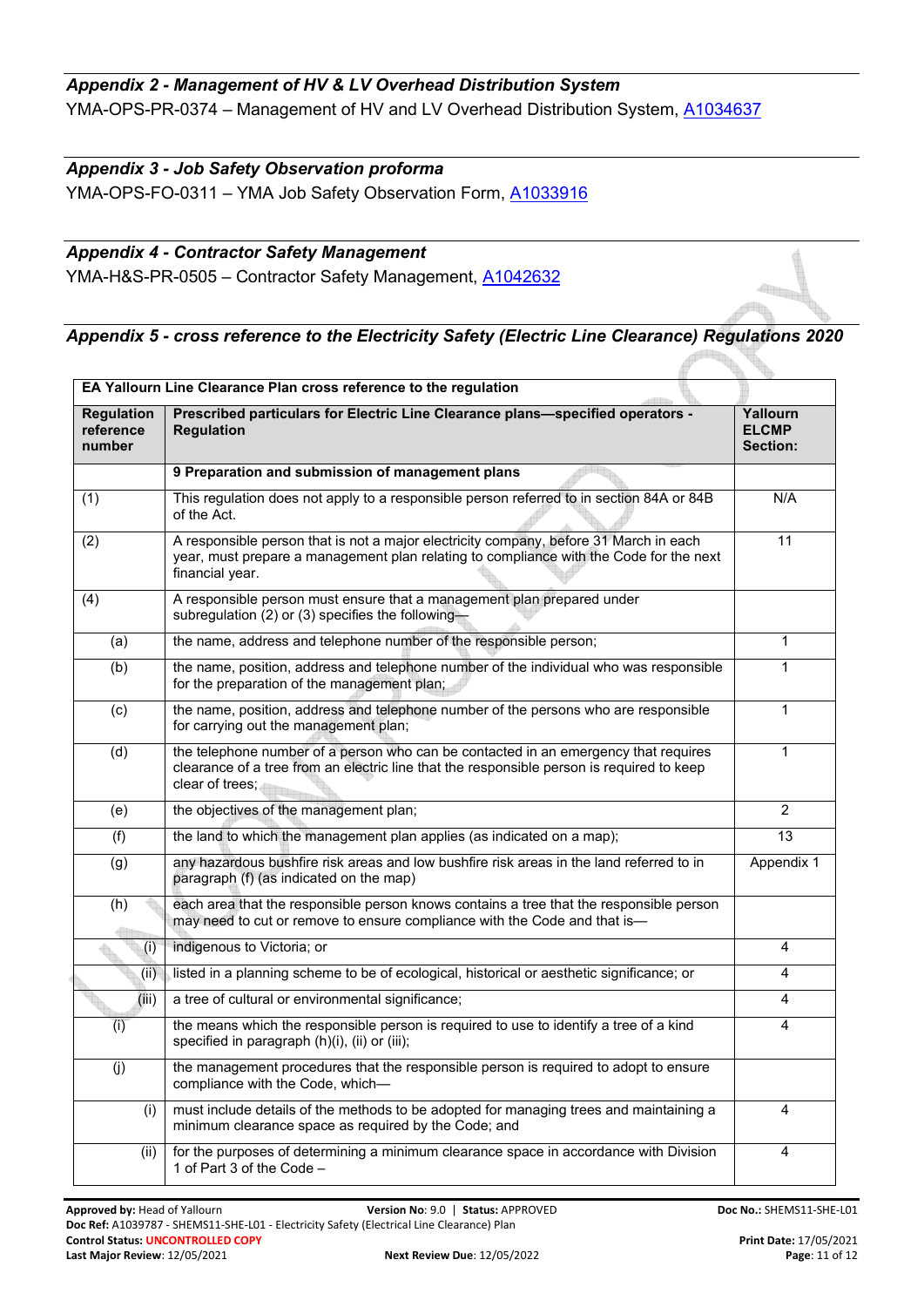### *Appendix 2 - Management of HV & LV Overhead Distribution System*

YMA-OPS-PR-0374 – Management of HV and LV Overhead Distribution System, A1034637

### *Appendix 3 - Job Safety Observation proforma*

YMA-OPS-FO-0311 – YMA Job Safety Observation Form, A1033916

### *Appendix 4 - Contractor Safety Management*

YMA-H&S-PR-0505 – Contractor Safety Management, A1042632

### *Appendix 5 - cross reference to the Electricity Safety (Electric Line Clearance) Regulations 2020*

| **EA Yallourn Line Clearance Plan cross reference to the regulation** | | |
|---|---|---|
| **Regulation reference number** | **Prescribed particulars for Electric Line Clearance plans—specified operators - Regulation** | **Yallourn ELCMP Section:** |
| | **9 Preparation and submission of management plans** | |
| (1) | This regulation does not apply to a responsible person referred to in section 84A or 84B of the Act. | N/A |
| (2) | A responsible person that is not a major electricity company, before 31 March in each year, must prepare a management plan relating to compliance with the Code for the next financial year. | 11 |
| (4) | A responsible person must ensure that a management plan prepared under subregulation (2) or (3) specifies the following— | |
| (a) | the name, address and telephone number of the responsible person; | 1 |
| (b) | the name, position, address and telephone number of the individual who was responsible for the preparation of the management plan; | 1 |
| (c) | the name, position, address and telephone number of the persons who are responsible for carrying out the management plan; | 1 |
| (d) | the telephone number of a person who can be contacted in an emergency that requires clearance of a tree from an electric line that the responsible person is required to keep clear of trees; | 1 |
| (e) | the objectives of the management plan; | 2 |
| (f) | the land to which the management plan applies (as indicated on a map); | 13 |
| (g) | any hazardous bushfire risk areas and low bushfire risk areas in the land referred to in paragraph (f) (as indicated on the map) | Appendix 1 |
| (h) | each area that the responsible person knows contains a tree that the responsible person may need to cut or remove to ensure compliance with the Code and that is— | |
| (i) | indigenous to Victoria; or | 4 |
| (ii) | listed in a planning scheme to be of ecological, historical or aesthetic significance; or | 4 |
| (iii) | a tree of cultural or environmental significance; | 4 |
| (i) | the means which the responsible person is required to use to identify a tree of a kind specified in paragraph (h)(i), (ii) or (iii); | 4 |
| (j) | the management procedures that the responsible person is required to adopt to ensure compliance with the Code, which— | |
| (i) | must include details of the methods to be adopted for managing trees and maintaining a minimum clearance space as required by the Code; and | 4 |
| (ii) | for the purposes of determining a minimum clearance space in accordance with Division 1 of Part 3 of the Code – | 4 |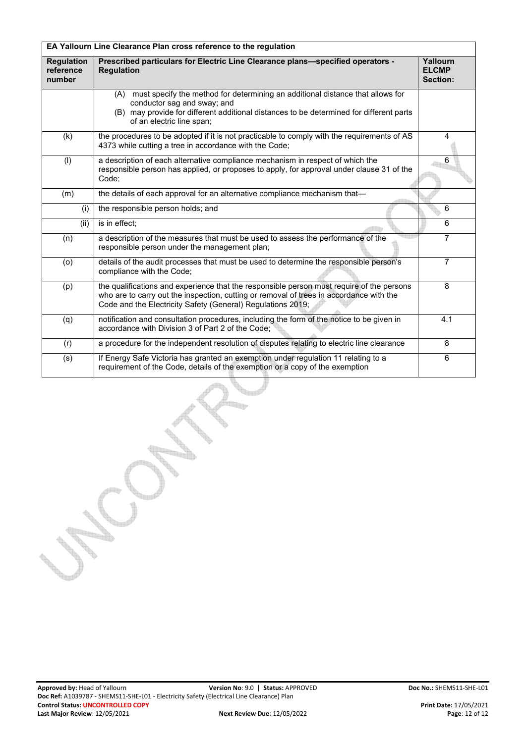| EA Yallourn Line Clearance Plan cross reference to the regulation | | |
|---|---|---|
| **Regulation reference number** | **Prescribed particulars for Electric Line Clearance plans—specified operators - Regulation** | **Yallourn ELCMP Section:** |
| | (A) must specify the method for determining an additional distance that allows for conductor sag and sway; and<br>(B) may provide for different additional distances to be determined for different parts of an electric line span; | |
| (k) | the procedures to be adopted if it is not practicable to comply with the requirements of AS 4373 while cutting a tree in accordance with the Code; | 4 |
| (l) | a description of each alternative compliance mechanism in respect of which the responsible person has applied, or proposes to apply, for approval under clause 31 of the Code; | 6 |
| (m) | the details of each approval for an alternative compliance mechanism that— | |
| (i) | the responsible person holds; and | 6 |
| (ii) | is in effect; | 6 |
| (n) | a description of the measures that must be used to assess the performance of the responsible person under the management plan; | 7 |
| (o) | details of the audit processes that must be used to determine the responsible person's compliance with the Code; | 7 |
| (p) | the qualifications and experience that the responsible person must require of the persons who are to carry out the inspection, cutting or removal of trees in accordance with the Code and the Electricity Safety (General) Regulations 2019; | 8 |
| (q) | notification and consultation procedures, including the form of the notice to be given in accordance with Division 3 of Part 2 of the Code; | 4.1 |
| (r) | a procedure for the independent resolution of disputes relating to electric line clearance | 8 |
| (s) | If Energy Safe Victoria has granted an exemption under regulation 11 relating to a requirement of the Code, details of the exemption or a copy of the exemption | 6 |

**Approved by:** Head of Yallourn **Version No**: 9.0 | **Status:** APPROVED **Doc No.:** SHEMS11-SHE-L01
**Doc Ref:** A1039787 - SHEMS11-SHE-L01 - Electricity Safety (Electrical Line Clearance) Plan
**Control Status:** UNCONTROLLED COPY **Print Date:** 17/05/2021
**Last Major Review**: 12/05/2021 **Next Review Due**: 12/05/2022